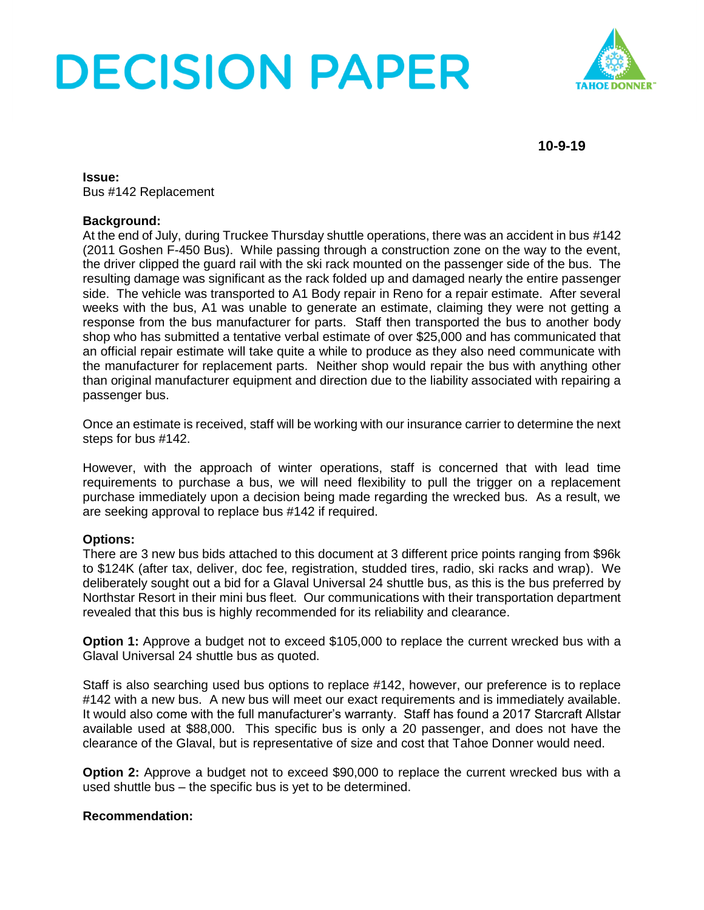# DECISION PAPER

TAHOE DONNER

**10-9-19**

**Issue:**
Bus #142 Replacement

**Background:**
At the end of July, during Truckee Thursday shuttle operations, there was an accident in bus #142 (2011 Goshen F-450 Bus). While passing through a construction zone on the way to the event, the driver clipped the guard rail with the ski rack mounted on the passenger side of the bus. The resulting damage was significant as the rack folded up and damaged nearly the entire passenger side. The vehicle was transported to A1 Body repair in Reno for a repair estimate. After several weeks with the bus, A1 was unable to generate an estimate, claiming they were not getting a response from the bus manufacturer for parts. Staff then transported the bus to another body shop who has submitted a tentative verbal estimate of over $25,000 and has communicated that an official repair estimate will take quite a while to produce as they also need communicate with the manufacturer for replacement parts. Neither shop would repair the bus with anything other than original manufacturer equipment and direction due to the liability associated with repairing a passenger bus.

Once an estimate is received, staff will be working with our insurance carrier to determine the next steps for bus #142.

However, with the approach of winter operations, staff is concerned that with lead time requirements to purchase a bus, we will need flexibility to pull the trigger on a replacement purchase immediately upon a decision being made regarding the wrecked bus. As a result, we are seeking approval to replace bus #142 if required.

**Options:**
There are 3 new bus bids attached to this document at 3 different price points ranging from $96k to $124K (after tax, deliver, doc fee, registration, studded tires, radio, ski racks and wrap). We deliberately sought out a bid for a Glaval Universal 24 shuttle bus, as this is the bus preferred by Northstar Resort in their mini bus fleet. Our communications with their transportation department revealed that this bus is highly recommended for its reliability and clearance.

**Option 1:** Approve a budget not to exceed $105,000 to replace the current wrecked bus with a Glaval Universal 24 shuttle bus as quoted.

Staff is also searching used bus options to replace #142, however, our preference is to replace #142 with a new bus. A new bus will meet our exact requirements and is immediately available. It would also come with the full manufacturer's warranty. Staff has found a 2017 Starcraft Allstar available used at $88,000. This specific bus is only a 20 passenger, and does not have the clearance of the Glaval, but is representative of size and cost that Tahoe Donner would need.

**Option 2:** Approve a budget not to exceed $90,000 to replace the current wrecked bus with a used shuttle bus – the specific bus is yet to be determined.

**Recommendation:**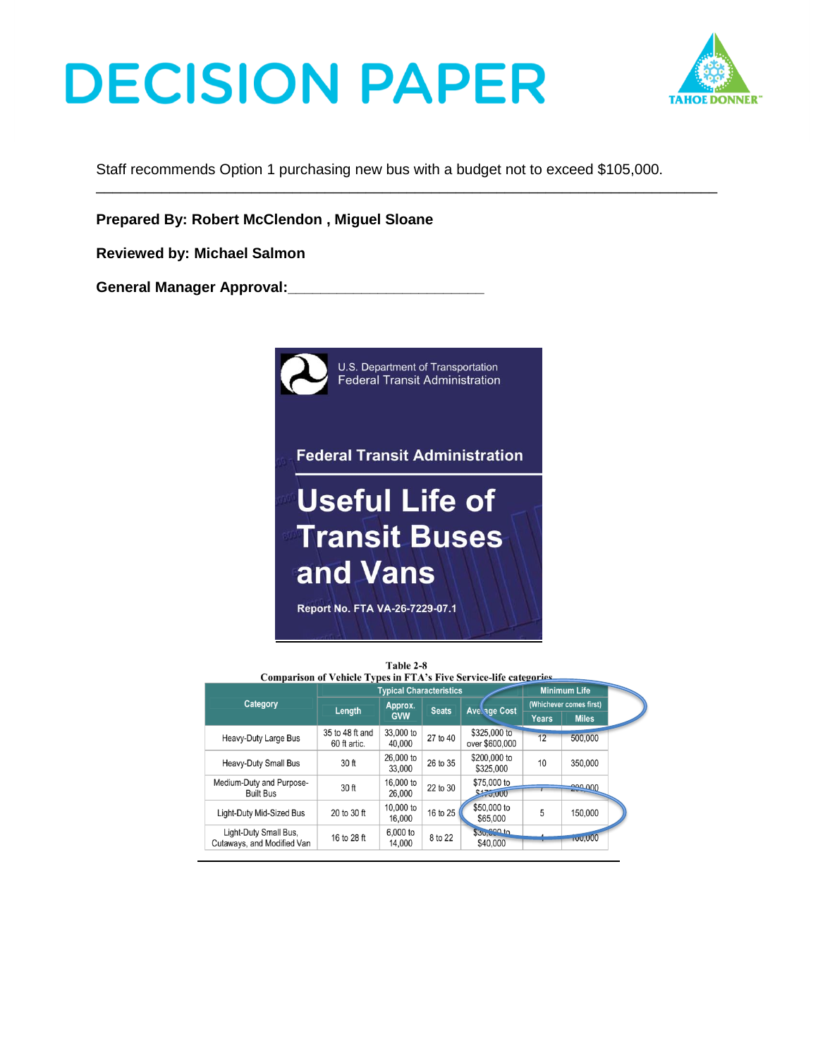# DECISION PAPER

TAHOE DONNER

Staff recommends Option 1 purchasing new bus with a budget not to exceed $105,000.

---

**Prepared By: Robert McClendon , Miguel Sloane**

**Reviewed by: Michael Salmon**

**General Manager Approval:________________________**

U.S. Department of Transportation
Federal Transit Administration

**Federal Transit Administration**

# Useful Life of Transit Buses and Vans

**Report No. FTA VA-26-7229-07.1**

**Table 2-8**
**Comparison of Vehicle Types in FTA's Five Service-life categories**

| Category | Typical Characteristics | | | | Minimum Life (Whichever comes first) | |
|---|---|---|---|---|---|---|
| | Length | Approx. GVW | Seats | Average Cost | Years | Miles |
| Heavy-Duty Large Bus | 35 to 48 ft and 60 ft artic. | 33,000 to 40,000 | 27 to 40 | $325,000 to over $600,000 | 12 | 500,000 |
| Heavy-Duty Small Bus | 30 ft | 26,000 to 33,000 | 26 to 35 | $200,000 to $325,000 | 10 | 350,000 |
| Medium-Duty and Purpose-Built Bus | 30 ft | 16,000 to 26,000 | 22 to 30 | $75,000 to $175,000 | 7 | 200,000 |
| Light-Duty Mid-Sized Bus | 20 to 30 ft | 10,000 to 16,000 | 16 to 25 | $50,000 to $65,000 | 5 | 150,000 |
| Light-Duty Small Bus, Cutaways, and Modified Van | 16 to 28 ft | 6,000 to 14,000 | 8 to 22 | $30,000 to $40,000 | 4 | 100,000 |